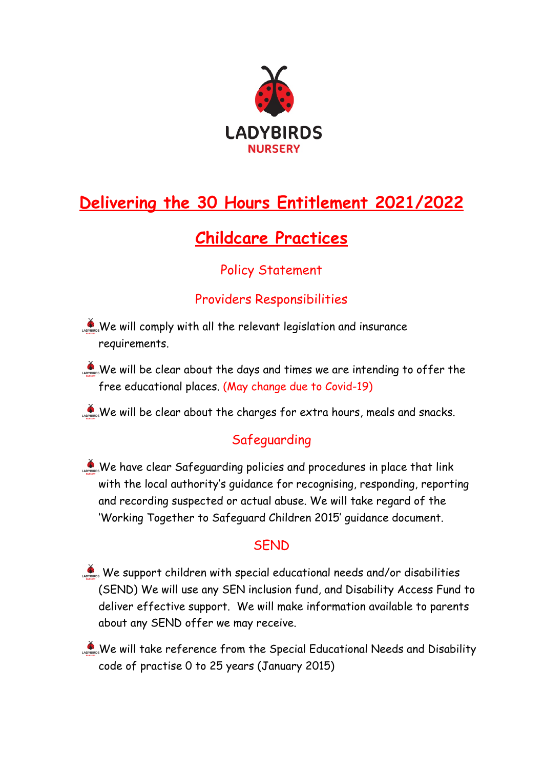LADYBIRDS
NURSERY

# Delivering the 30 Hours Entitlement 2021/2022

## Childcare Practices

### Policy Statement

### Providers Responsibilities

- We will comply with all the relevant legislation and insurance requirements.
- We will be clear about the days and times we are intending to offer the free educational places. (May change due to Covid-19)
- We will be clear about the charges for extra hours, meals and snacks.

### Safeguarding

- We have clear Safeguarding policies and procedures in place that link with the local authority's guidance for recognising, responding, reporting and recording suspected or actual abuse. We will take regard of the 'Working Together to Safeguard Children 2015' guidance document.

### SEND

- We support children with special educational needs and/or disabilities (SEND) We will use any SEN inclusion fund, and Disability Access Fund to deliver effective support. We will make information available to parents about any SEND offer we may receive.
- We will take reference from the Special Educational Needs and Disability code of practise 0 to 25 years (January 2015)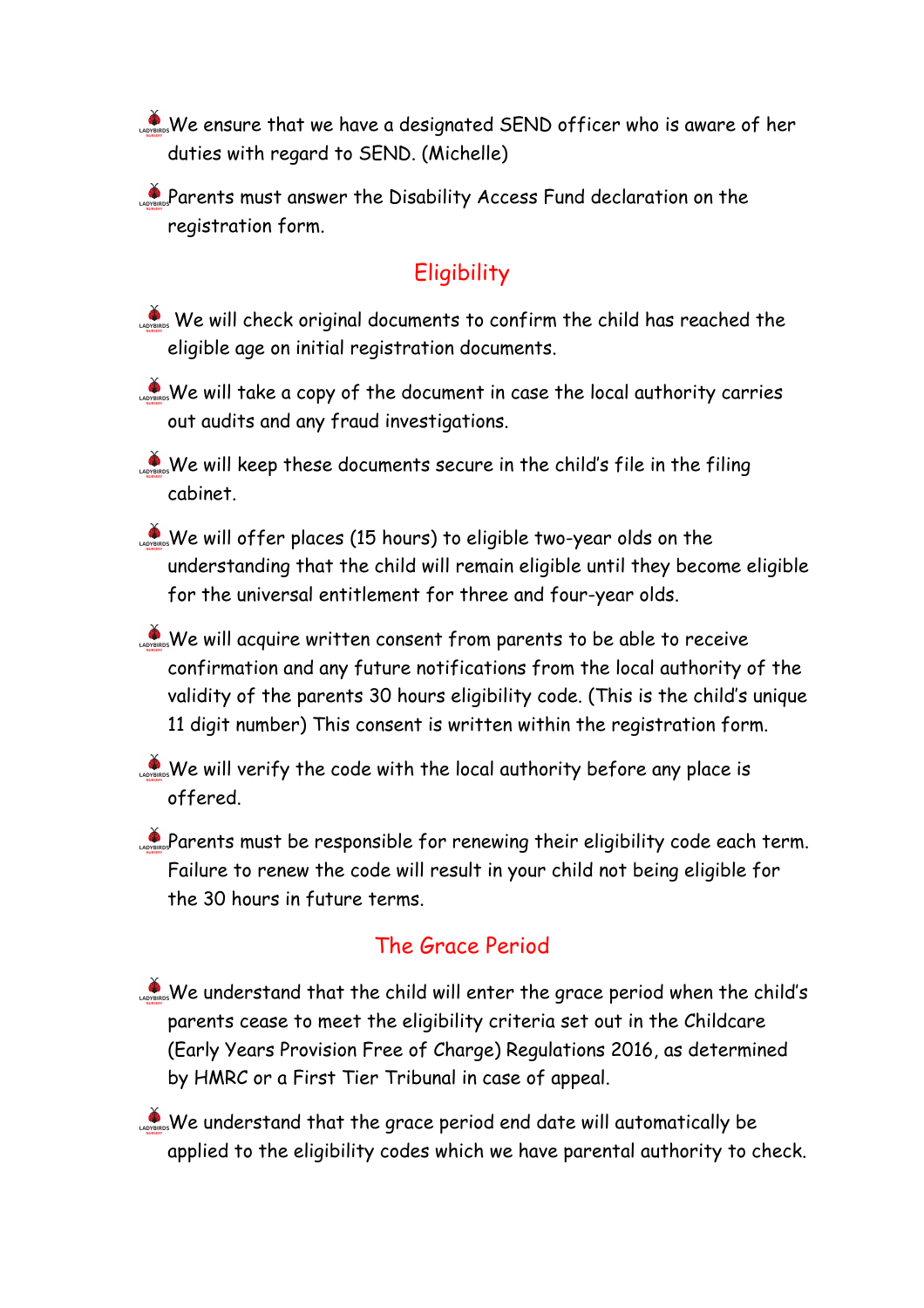- We ensure that we have a designated SEND officer who is aware of her duties with regard to SEND. (Michelle)
- Parents must answer the Disability Access Fund declaration on the registration form.

## Eligibility

- We will check original documents to confirm the child has reached the eligible age on initial registration documents.
- We will take a copy of the document in case the local authority carries out audits and any fraud investigations.
- We will keep these documents secure in the child's file in the filing cabinet.
- We will offer places (15 hours) to eligible two-year olds on the understanding that the child will remain eligible until they become eligible for the universal entitlement for three and four-year olds.
- We will acquire written consent from parents to be able to receive confirmation and any future notifications from the local authority of the validity of the parents 30 hours eligibility code. (This is the child's unique 11 digit number) This consent is written within the registration form.
- We will verify the code with the local authority before any place is offered.
- Parents must be responsible for renewing their eligibility code each term. Failure to renew the code will result in your child not being eligible for the 30 hours in future terms.

## The Grace Period

- We understand that the child will enter the grace period when the child's parents cease to meet the eligibility criteria set out in the Childcare (Early Years Provision Free of Charge) Regulations 2016, as determined by HMRC or a First Tier Tribunal in case of appeal.
- We understand that the grace period end date will automatically be applied to the eligibility codes which we have parental authority to check.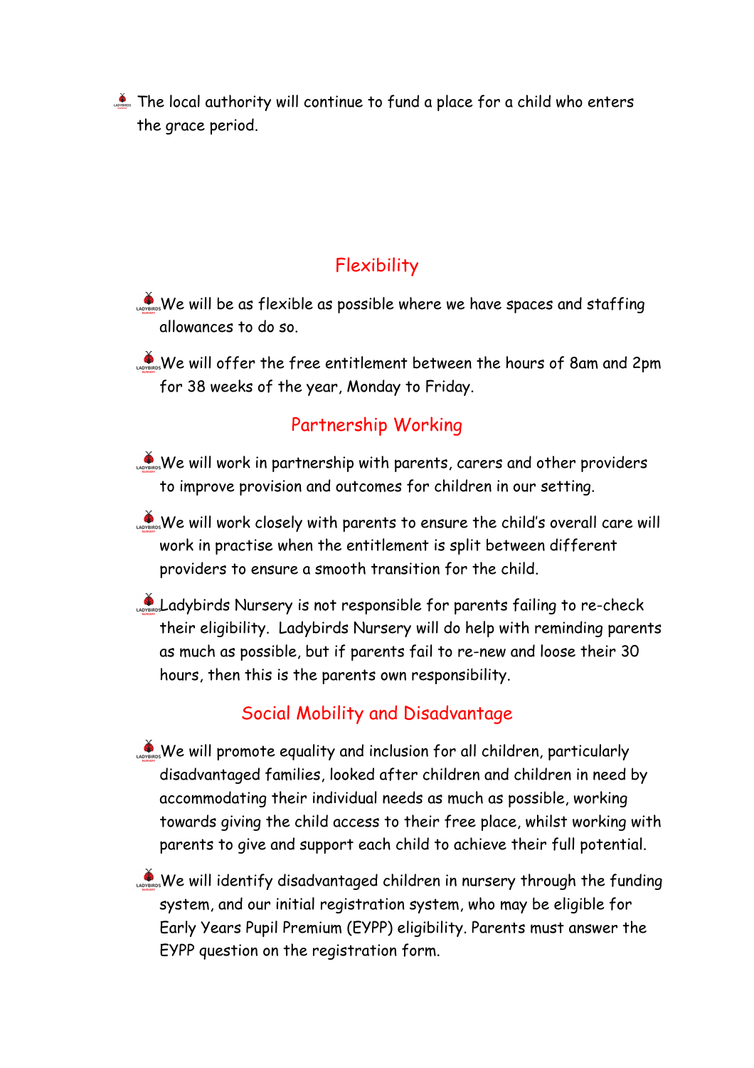- The local authority will continue to fund a place for a child who enters the grace period.

## Flexibility

- We will be as flexible as possible where we have spaces and staffing allowances to do so.
- We will offer the free entitlement between the hours of 8am and 2pm for 38 weeks of the year, Monday to Friday.

## Partnership Working

- We will work in partnership with parents, carers and other providers to improve provision and outcomes for children in our setting.
- We will work closely with parents to ensure the child's overall care will work in practise when the entitlement is split between different providers to ensure a smooth transition for the child.
- Ladybirds Nursery is not responsible for parents failing to re-check their eligibility. Ladybirds Nursery will do help with reminding parents as much as possible, but if parents fail to re-new and loose their 30 hours, then this is the parents own responsibility.

## Social Mobility and Disadvantage

- We will promote equality and inclusion for all children, particularly disadvantaged families, looked after children and children in need by accommodating their individual needs as much as possible, working towards giving the child access to their free place, whilst working with parents to give and support each child to achieve their full potential.
- We will identify disadvantaged children in nursery through the funding system, and our initial registration system, who may be eligible for Early Years Pupil Premium (EYPP) eligibility. Parents must answer the EYPP question on the registration form.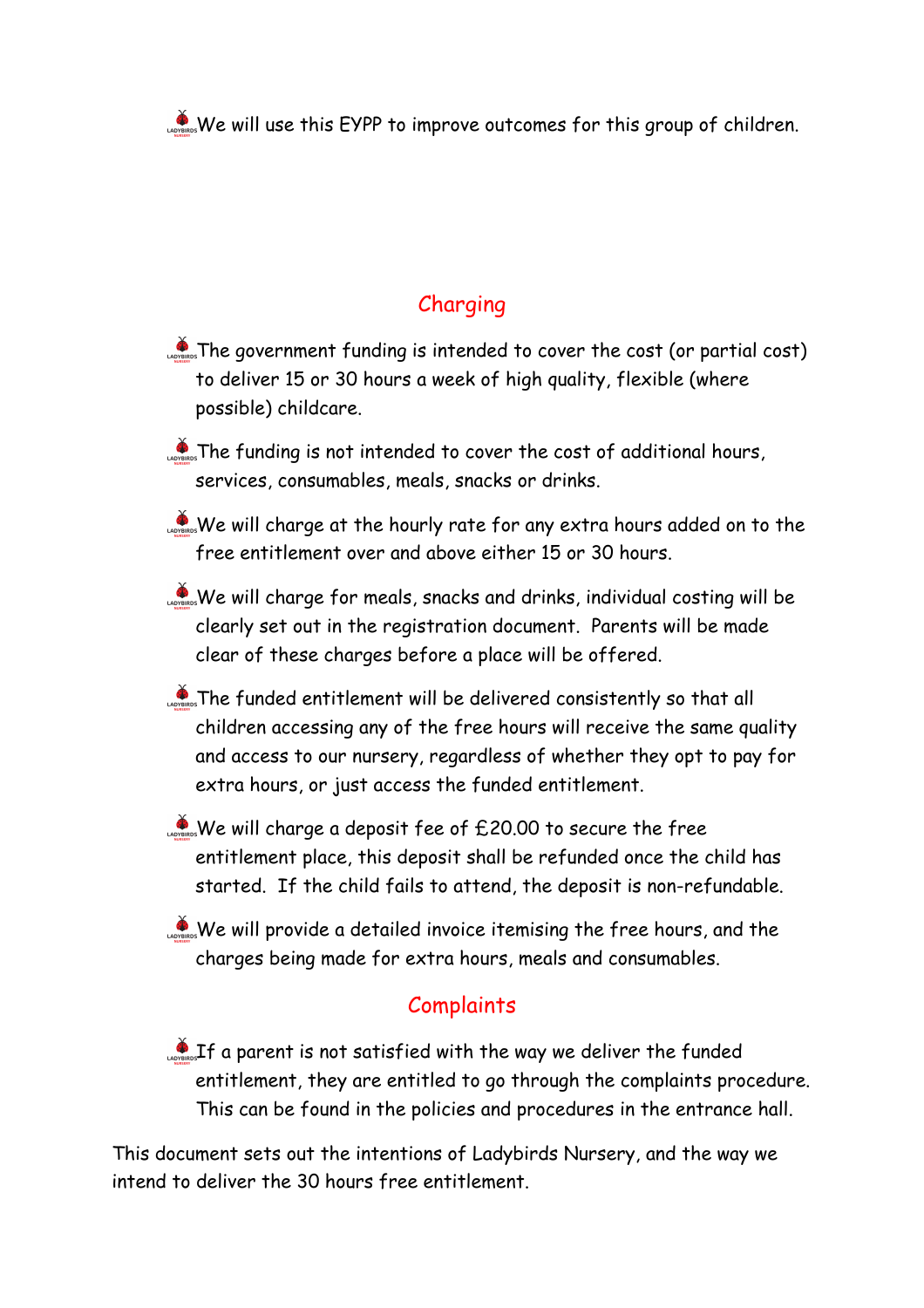- We will use this EYPP to improve outcomes for this group of children.

## Charging

- The government funding is intended to cover the cost (or partial cost) to deliver 15 or 30 hours a week of high quality, flexible (where possible) childcare.
- The funding is not intended to cover the cost of additional hours, services, consumables, meals, snacks or drinks.
- We will charge at the hourly rate for any extra hours added on to the free entitlement over and above either 15 or 30 hours.
- We will charge for meals, snacks and drinks, individual costing will be clearly set out in the registration document. Parents will be made clear of these charges before a place will be offered.
- The funded entitlement will be delivered consistently so that all children accessing any of the free hours will receive the same quality and access to our nursery, regardless of whether they opt to pay for extra hours, or just access the funded entitlement.
- We will charge a deposit fee of £20.00 to secure the free entitlement place, this deposit shall be refunded once the child has started. If the child fails to attend, the deposit is non-refundable.
- We will provide a detailed invoice itemising the free hours, and the charges being made for extra hours, meals and consumables.

## Complaints

- If a parent is not satisfied with the way we deliver the funded entitlement, they are entitled to go through the complaints procedure. This can be found in the policies and procedures in the entrance hall.

This document sets out the intentions of Ladybirds Nursery, and the way we intend to deliver the 30 hours free entitlement.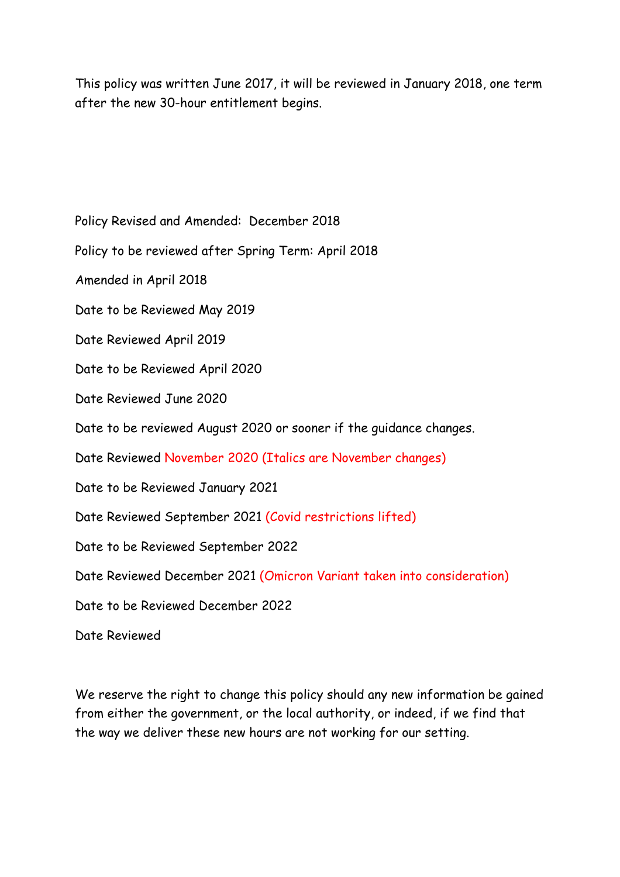This policy was written June 2017, it will be reviewed in January 2018, one term after the new 30-hour entitlement begins.

Policy Revised and Amended: December 2018

Policy to be reviewed after Spring Term: April 2018

Amended in April 2018

Date to be Reviewed May 2019

Date Reviewed April 2019

Date to be Reviewed April 2020

Date Reviewed June 2020

Date to be reviewed August 2020 or sooner if the guidance changes.

Date Reviewed November 2020 (Italics are November changes)

Date to be Reviewed January 2021

Date Reviewed September 2021 (Covid restrictions lifted)

Date to be Reviewed September 2022

Date Reviewed December 2021 (Omicron Variant taken into consideration)

Date to be Reviewed December 2022

Date Reviewed

We reserve the right to change this policy should any new information be gained from either the government, or the local authority, or indeed, if we find that the way we deliver these new hours are not working for our setting.